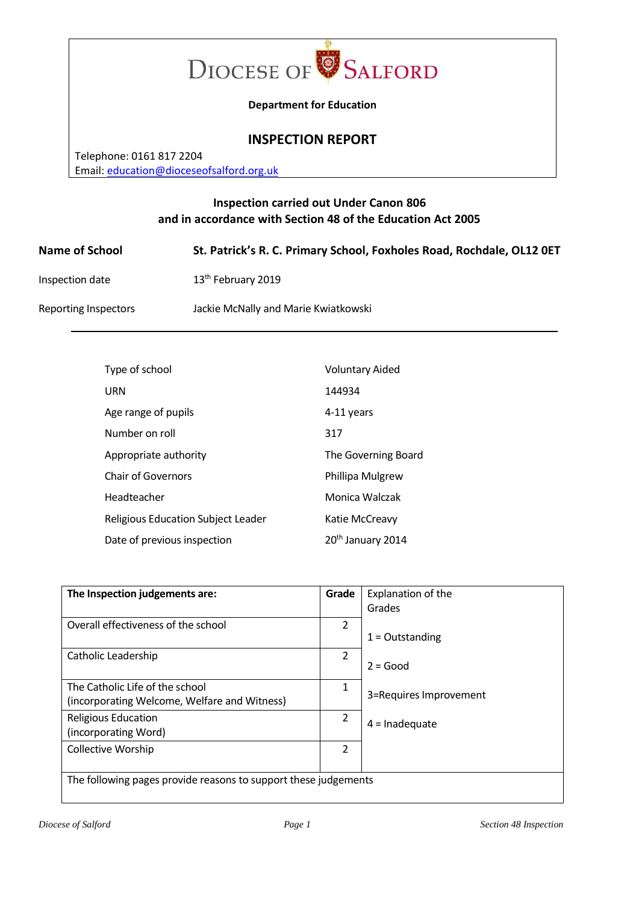# DIOCESE OF SALFORD

**Department for Education**

## INSPECTION REPORT

Telephone: 0161 817 2204
Email: education@dioceseofsalford.org.uk

**Inspection carried out Under Canon 806**
**and in accordance with Section 48 of the Education Act 2005**

| | |
|---|---|
| **Name of School** | **St. Patrick's R. C. Primary School, Foxholes Road, Rochdale, OL12 0ET** |
| Inspection date | 13th February 2019 |
| Reporting Inspectors | Jackie McNally and Marie Kwiatkowski |

| | |
|---|---|
| Type of school | Voluntary Aided |
| URN | 144934 |
| Age range of pupils | 4-11 years |
| Number on roll | 317 |
| Appropriate authority | The Governing Board |
| Chair of Governors | Phillipa Mulgrew |
| Headteacher | Monica Walczak |
| Religious Education Subject Leader | Katie McCreavy |
| Date of previous inspection | 20th January 2014 |

| **The Inspection judgements are:** | **Grade** | Explanation of the Grades |
|---|---|---|
| Overall effectiveness of the school | 2 | 1 = Outstanding |
| Catholic Leadership | 2 | 2 = Good |
| The Catholic Life of the school (incorporating Welcome, Welfare and Witness) | 1 | 3=Requires Improvement |
| Religious Education (incorporating Word) | 2 | 4 = Inadequate |
| Collective Worship | 2 | |
| The following pages provide reasons to support these judgements | | |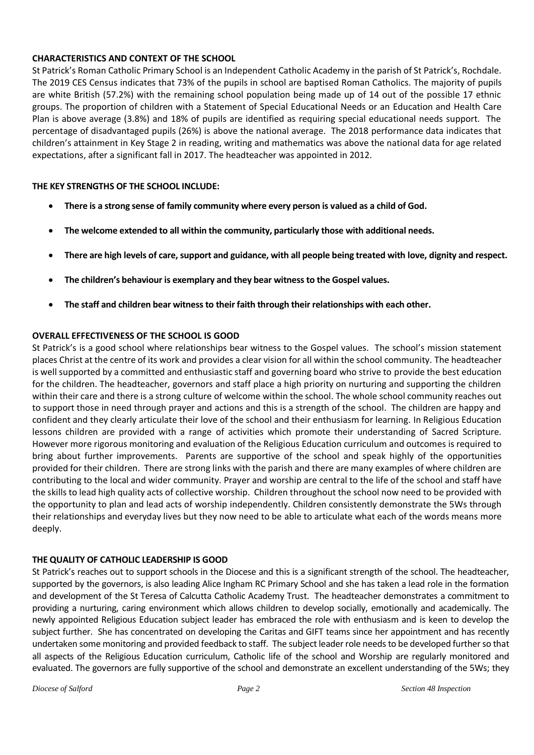## CHARACTERISTICS AND CONTEXT OF THE SCHOOL

St Patrick's Roman Catholic Primary School is an Independent Catholic Academy in the parish of St Patrick's, Rochdale. The 2019 CES Census indicates that 73% of the pupils in school are baptised Roman Catholics. The majority of pupils are white British (57.2%) with the remaining school population being made up of 14 out of the possible 17 ethnic groups. The proportion of children with a Statement of Special Educational Needs or an Education and Health Care Plan is above average (3.8%) and 18% of pupils are identified as requiring special educational needs support. The percentage of disadvantaged pupils (26%) is above the national average. The 2018 performance data indicates that children's attainment in Key Stage 2 in reading, writing and mathematics was above the national data for age related expectations, after a significant fall in 2017. The headteacher was appointed in 2012.

## THE KEY STRENGTHS OF THE SCHOOL INCLUDE:

- **There is a strong sense of family community where every person is valued as a child of God.**
- **The welcome extended to all within the community, particularly those with additional needs.**
- **There are high levels of care, support and guidance, with all people being treated with love, dignity and respect.**
- **The children's behaviour is exemplary and they bear witness to the Gospel values.**
- **The staff and children bear witness to their faith through their relationships with each other.**

## OVERALL EFFECTIVENESS OF THE SCHOOL IS GOOD

St Patrick's is a good school where relationships bear witness to the Gospel values. The school's mission statement places Christ at the centre of its work and provides a clear vision for all within the school community. The headteacher is well supported by a committed and enthusiastic staff and governing board who strive to provide the best education for the children. The headteacher, governors and staff place a high priority on nurturing and supporting the children within their care and there is a strong culture of welcome within the school. The whole school community reaches out to support those in need through prayer and actions and this is a strength of the school. The children are happy and confident and they clearly articulate their love of the school and their enthusiasm for learning. In Religious Education lessons children are provided with a range of activities which promote their understanding of Sacred Scripture. However more rigorous monitoring and evaluation of the Religious Education curriculum and outcomes is required to bring about further improvements. Parents are supportive of the school and speak highly of the opportunities provided for their children. There are strong links with the parish and there are many examples of where children are contributing to the local and wider community. Prayer and worship are central to the life of the school and staff have the skills to lead high quality acts of collective worship. Children throughout the school now need to be provided with the opportunity to plan and lead acts of worship independently. Children consistently demonstrate the 5Ws through their relationships and everyday lives but they now need to be able to articulate what each of the words means more deeply.

## THE QUALITY OF CATHOLIC LEADERSHIP IS GOOD

St Patrick's reaches out to support schools in the Diocese and this is a significant strength of the school. The headteacher, supported by the governors, is also leading Alice Ingham RC Primary School and she has taken a lead role in the formation and development of the St Teresa of Calcutta Catholic Academy Trust. The headteacher demonstrates a commitment to providing a nurturing, caring environment which allows children to develop socially, emotionally and academically. The newly appointed Religious Education subject leader has embraced the role with enthusiasm and is keen to develop the subject further. She has concentrated on developing the Caritas and GIFT teams since her appointment and has recently undertaken some monitoring and provided feedback to staff. The subject leader role needs to be developed further so that all aspects of the Religious Education curriculum, Catholic life of the school and Worship are regularly monitored and evaluated. The governors are fully supportive of the school and demonstrate an excellent understanding of the 5Ws; they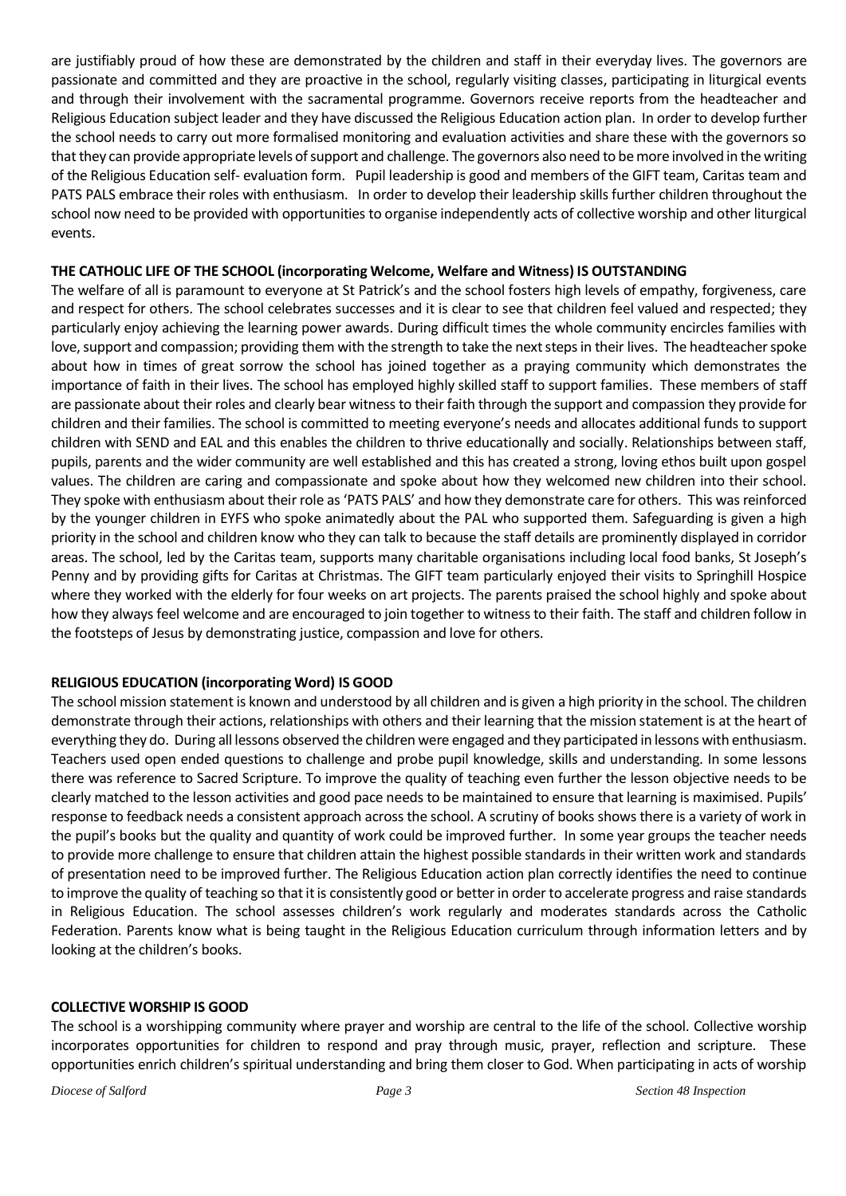are justifiably proud of how these are demonstrated by the children and staff in their everyday lives. The governors are passionate and committed and they are proactive in the school, regularly visiting classes, participating in liturgical events and through their involvement with the sacramental programme. Governors receive reports from the headteacher and Religious Education subject leader and they have discussed the Religious Education action plan. In order to develop further the school needs to carry out more formalised monitoring and evaluation activities and share these with the governors so that they can provide appropriate levels of support and challenge. The governors also need to be more involved in the writing of the Religious Education self- evaluation form. Pupil leadership is good and members of the GIFT team, Caritas team and PATS PALS embrace their roles with enthusiasm. In order to develop their leadership skills further children throughout the school now need to be provided with opportunities to organise independently acts of collective worship and other liturgical events.

**THE CATHOLIC LIFE OF THE SCHOOL (incorporating Welcome, Welfare and Witness) IS OUTSTANDING**

The welfare of all is paramount to everyone at St Patrick's and the school fosters high levels of empathy, forgiveness, care and respect for others. The school celebrates successes and it is clear to see that children feel valued and respected; they particularly enjoy achieving the learning power awards. During difficult times the whole community encircles families with love, support and compassion; providing them with the strength to take the next steps in their lives. The headteacher spoke about how in times of great sorrow the school has joined together as a praying community which demonstrates the importance of faith in their lives. The school has employed highly skilled staff to support families. These members of staff are passionate about their roles and clearly bear witness to their faith through the support and compassion they provide for children and their families. The school is committed to meeting everyone's needs and allocates additional funds to support children with SEND and EAL and this enables the children to thrive educationally and socially. Relationships between staff, pupils, parents and the wider community are well established and this has created a strong, loving ethos built upon gospel values. The children are caring and compassionate and spoke about how they welcomed new children into their school. They spoke with enthusiasm about their role as 'PATS PALS' and how they demonstrate care for others. This was reinforced by the younger children in EYFS who spoke animatedly about the PAL who supported them. Safeguarding is given a high priority in the school and children know who they can talk to because the staff details are prominently displayed in corridor areas. The school, led by the Caritas team, supports many charitable organisations including local food banks, St Joseph's Penny and by providing gifts for Caritas at Christmas. The GIFT team particularly enjoyed their visits to Springhill Hospice where they worked with the elderly for four weeks on art projects. The parents praised the school highly and spoke about how they always feel welcome and are encouraged to join together to witness to their faith. The staff and children follow in the footsteps of Jesus by demonstrating justice, compassion and love for others.

**RELIGIOUS EDUCATION (incorporating Word) IS GOOD**

The school mission statement is known and understood by all children and is given a high priority in the school. The children demonstrate through their actions, relationships with others and their learning that the mission statement is at the heart of everything they do. During all lessons observed the children were engaged and they participated in lessons with enthusiasm. Teachers used open ended questions to challenge and probe pupil knowledge, skills and understanding. In some lessons there was reference to Sacred Scripture. To improve the quality of teaching even further the lesson objective needs to be clearly matched to the lesson activities and good pace needs to be maintained to ensure that learning is maximised. Pupils' response to feedback needs a consistent approach across the school. A scrutiny of books shows there is a variety of work in the pupil's books but the quality and quantity of work could be improved further. In some year groups the teacher needs to provide more challenge to ensure that children attain the highest possible standards in their written work and standards of presentation need to be improved further. The Religious Education action plan correctly identifies the need to continue to improve the quality of teaching so that it is consistently good or better in order to accelerate progress and raise standards in Religious Education. The school assesses children's work regularly and moderates standards across the Catholic Federation. Parents know what is being taught in the Religious Education curriculum through information letters and by looking at the children's books.

**COLLECTIVE WORSHIP IS GOOD**

The school is a worshipping community where prayer and worship are central to the life of the school. Collective worship incorporates opportunities for children to respond and pray through music, prayer, reflection and scripture. These opportunities enrich children's spiritual understanding and bring them closer to God. When participating in acts of worship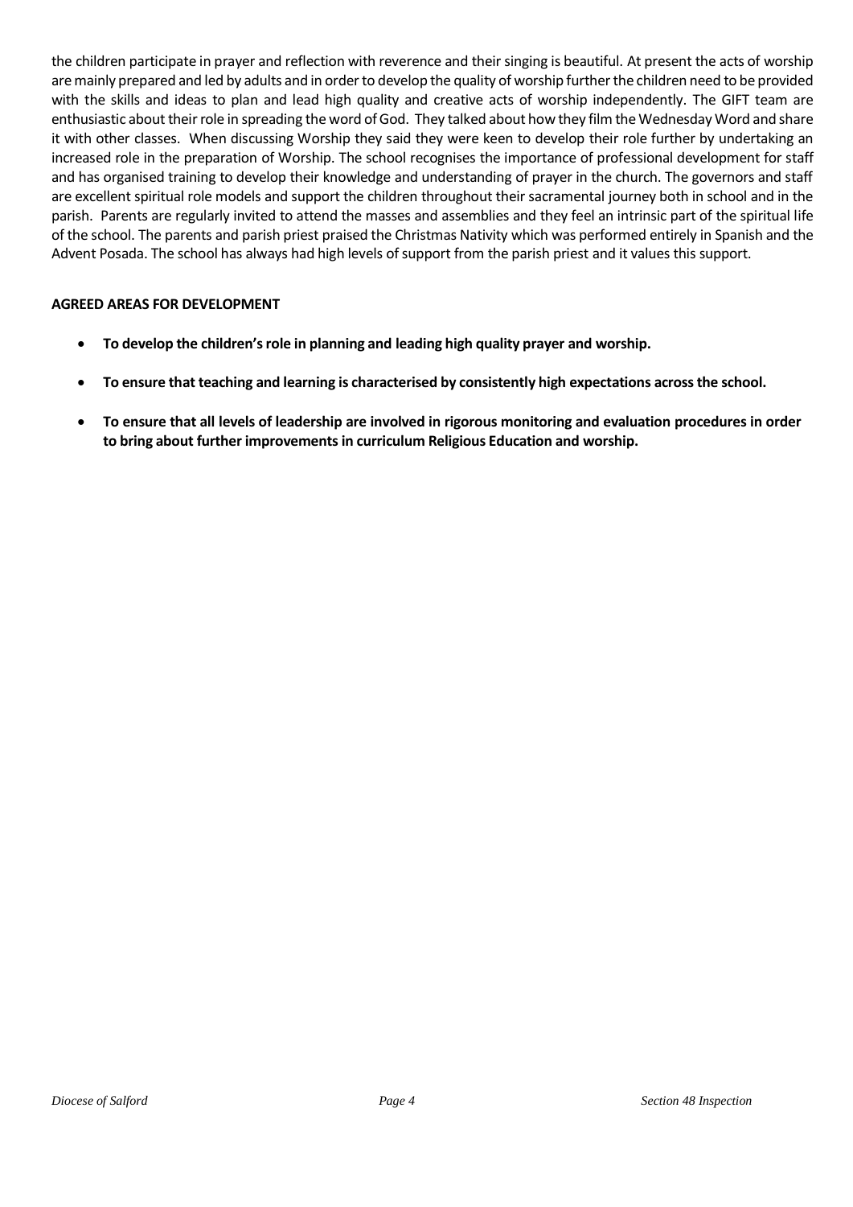the children participate in prayer and reflection with reverence and their singing is beautiful. At present the acts of worship are mainly prepared and led by adults and in order to develop the quality of worship further the children need to be provided with the skills and ideas to plan and lead high quality and creative acts of worship independently. The GIFT team are enthusiastic about their role in spreading the word of God. They talked about how they film the Wednesday Word and share it with other classes. When discussing Worship they said they were keen to develop their role further by undertaking an increased role in the preparation of Worship. The school recognises the importance of professional development for staff and has organised training to develop their knowledge and understanding of prayer in the church. The governors and staff are excellent spiritual role models and support the children throughout their sacramental journey both in school and in the parish. Parents are regularly invited to attend the masses and assemblies and they feel an intrinsic part of the spiritual life of the school. The parents and parish priest praised the Christmas Nativity which was performed entirely in Spanish and the Advent Posada. The school has always had high levels of support from the parish priest and it values this support.

**AGREED AREAS FOR DEVELOPMENT**

- **To develop the children's role in planning and leading high quality prayer and worship.**
- **To ensure that teaching and learning is characterised by consistently high expectations across the school.**
- **To ensure that all levels of leadership are involved in rigorous monitoring and evaluation procedures in order to bring about further improvements in curriculum Religious Education and worship.**